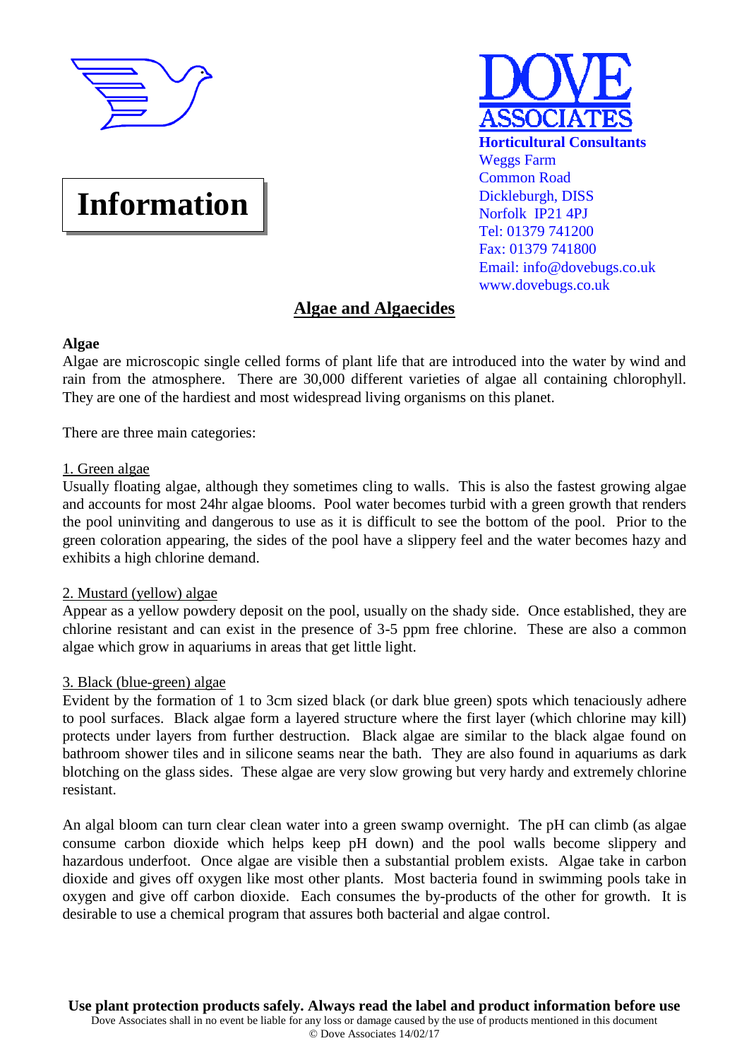**Information**

**DOVE ASSOCIATES**
**Horticultural Consultants**
Weggs Farm
Common Road
Dickleburgh, DISS
Norfolk IP21 4PJ
Tel: 01379 741200
Fax: 01379 741800
Email: info@dovebugs.co.uk
www.dovebugs.co.uk

# Algae and Algaecides

**Algae**

Algae are microscopic single celled forms of plant life that are introduced into the water by wind and rain from the atmosphere. There are 30,000 different varieties of algae all containing chlorophyll. They are one of the hardiest and most widespread living organisms on this planet.

There are three main categories:

1. Green algae

Usually floating algae, although they sometimes cling to walls. This is also the fastest growing algae and accounts for most 24hr algae blooms. Pool water becomes turbid with a green growth that renders the pool uninviting and dangerous to use as it is difficult to see the bottom of the pool. Prior to the green coloration appearing, the sides of the pool have a slippery feel and the water becomes hazy and exhibits a high chlorine demand.

2. Mustard (yellow) algae

Appear as a yellow powdery deposit on the pool, usually on the shady side. Once established, they are chlorine resistant and can exist in the presence of 3-5 ppm free chlorine. These are also a common algae which grow in aquariums in areas that get little light.

3. Black (blue-green) algae

Evident by the formation of 1 to 3cm sized black (or dark blue green) spots which tenaciously adhere to pool surfaces. Black algae form a layered structure where the first layer (which chlorine may kill) protects under layers from further destruction. Black algae are similar to the black algae found on bathroom shower tiles and in silicone seams near the bath. They are also found in aquariums as dark blotching on the glass sides. These algae are very slow growing but very hardy and extremely chlorine resistant.

An algal bloom can turn clear clean water into a green swamp overnight. The pH can climb (as algae consume carbon dioxide which helps keep pH down) and the pool walls become slippery and hazardous underfoot. Once algae are visible then a substantial problem exists. Algae take in carbon dioxide and gives off oxygen like most other plants. Most bacteria found in swimming pools take in oxygen and give off carbon dioxide. Each consumes the by-products of the other for growth. It is desirable to use a chemical program that assures both bacterial and algae control.

**Use plant protection products safely. Always read the label and product information before use**

Dove Associates shall in no event be liable for any loss or damage caused by the use of products mentioned in this document

© Dove Associates 14/02/17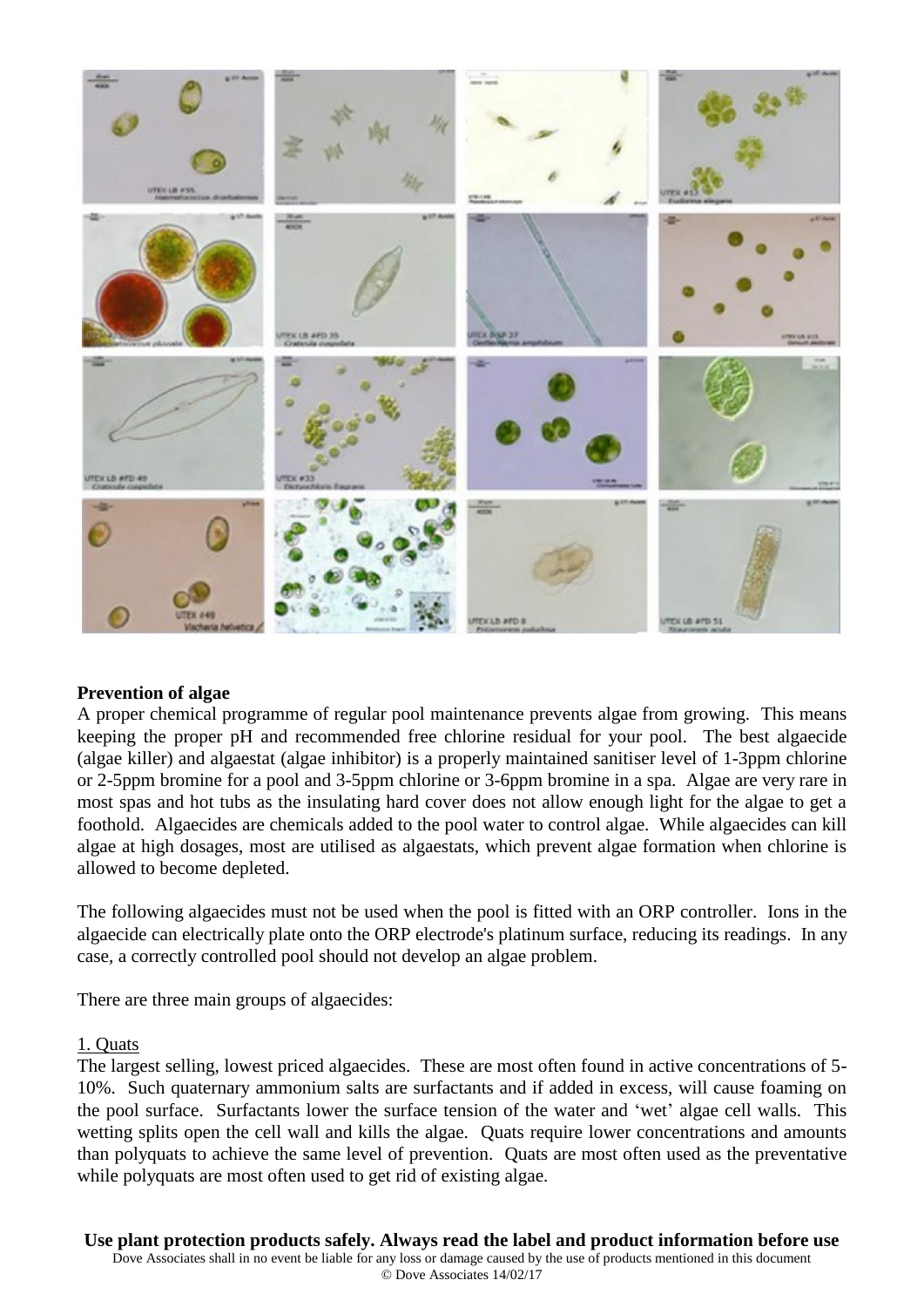**Prevention of algae**

A proper chemical programme of regular pool maintenance prevents algae from growing. This means keeping the proper pH and recommended free chlorine residual for your pool. The best algaecide (algae killer) and algaestat (algae inhibitor) is a properly maintained sanitiser level of 1-3ppm chlorine or 2-5ppm bromine for a pool and 3-5ppm chlorine or 3-6ppm bromine in a spa. Algae are very rare in most spas and hot tubs as the insulating hard cover does not allow enough light for the algae to get a foothold. Algaecides are chemicals added to the pool water to control algae. While algaecides can kill algae at high dosages, most are utilised as algaestats, which prevent algae formation when chlorine is allowed to become depleted.

The following algaecides must not be used when the pool is fitted with an ORP controller. Ions in the algaecide can electrically plate onto the ORP electrode's platinum surface, reducing its readings. In any case, a correctly controlled pool should not develop an algae problem.

There are three main groups of algaecides:

1. Quats

The largest selling, lowest priced algaecides. These are most often found in active concentrations of 5-10%. Such quaternary ammonium salts are surfactants and if added in excess, will cause foaming on the pool surface. Surfactants lower the surface tension of the water and 'wet' algae cell walls. This wetting splits open the cell wall and kills the algae. Quats require lower concentrations and amounts than polyquats to achieve the same level of prevention. Quats are most often used as the preventative while polyquats are most often used to get rid of existing algae.

**Use plant protection products safely. Always read the label and product information before use**

Dove Associates shall in no event be liable for any loss or damage caused by the use of products mentioned in this document

© Dove Associates 14/02/17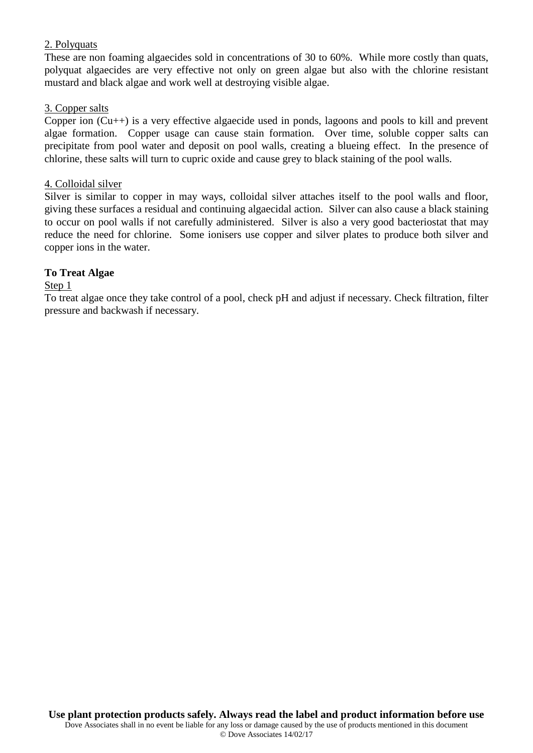2. Polyquats

These are non foaming algaecides sold in concentrations of 30 to 60%. While more costly than quats, polyquat algaecides are very effective not only on green algae but also with the chlorine resistant mustard and black algae and work well at destroying visible algae.

3. Copper salts

Copper ion ($Cu^{++}$) is a very effective algaecide used in ponds, lagoons and pools to kill and prevent algae formation. Copper usage can cause stain formation. Over time, soluble copper salts can precipitate from pool water and deposit on pool walls, creating a blueing effect. In the presence of chlorine, these salts will turn to cupric oxide and cause grey to black staining of the pool walls.

4. Colloidal silver

Silver is similar to copper in may ways, colloidal silver attaches itself to the pool walls and floor, giving these surfaces a residual and continuing algaecidal action. Silver can also cause a black staining to occur on pool walls if not carefully administered. Silver is also a very good bacteriostat that may reduce the need for chlorine. Some ionisers use copper and silver plates to produce both silver and copper ions in the water.

**To Treat Algae**

Step 1

To treat algae once they take control of a pool, check pH and adjust if necessary. Check filtration, filter pressure and backwash if necessary.

**Use plant protection products safely. Always read the label and product information before use**

Dove Associates shall in no event be liable for any loss or damage caused by the use of products mentioned in this document

© Dove Associates 14/02/17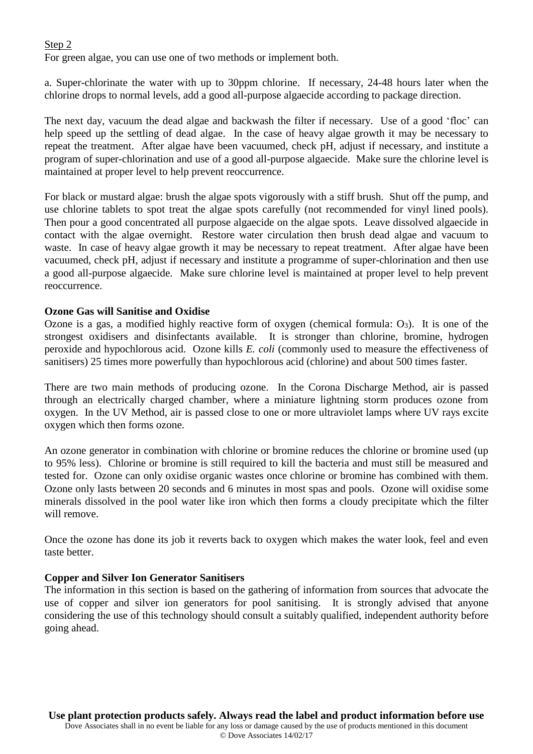Step 2

For green algae, you can use one of two methods or implement both.

a. Super-chlorinate the water with up to 30ppm chlorine. If necessary, 24-48 hours later when the chlorine drops to normal levels, add a good all-purpose algaecide according to package direction.

The next day, vacuum the dead algae and backwash the filter if necessary. Use of a good 'floc' can help speed up the settling of dead algae. In the case of heavy algae growth it may be necessary to repeat the treatment. After algae have been vacuumed, check pH, adjust if necessary, and institute a program of super-chlorination and use of a good all-purpose algaecide. Make sure the chlorine level is maintained at proper level to help prevent reoccurrence.

For black or mustard algae: brush the algae spots vigorously with a stiff brush. Shut off the pump, and use chlorine tablets to spot treat the algae spots carefully (not recommended for vinyl lined pools). Then pour a good concentrated all purpose algaecide on the algae spots. Leave dissolved algaecide in contact with the algae overnight. Restore water circulation then brush dead algae and vacuum to waste. In case of heavy algae growth it may be necessary to repeat treatment. After algae have been vacuumed, check pH, adjust if necessary and institute a programme of super-chlorination and then use a good all-purpose algaecide. Make sure chlorine level is maintained at proper level to help prevent reoccurrence.

**Ozone Gas will Sanitise and Oxidise**

Ozone is a gas, a modified highly reactive form of oxygen (chemical formula: $O_3$). It is one of the strongest oxidisers and disinfectants available. It is stronger than chlorine, bromine, hydrogen peroxide and hypochlorous acid. Ozone kills *E. coli* (commonly used to measure the effectiveness of sanitisers) 25 times more powerfully than hypochlorous acid (chlorine) and about 500 times faster.

There are two main methods of producing ozone. In the Corona Discharge Method, air is passed through an electrically charged chamber, where a miniature lightning storm produces ozone from oxygen. In the UV Method, air is passed close to one or more ultraviolet lamps where UV rays excite oxygen which then forms ozone.

An ozone generator in combination with chlorine or bromine reduces the chlorine or bromine used (up to 95% less). Chlorine or bromine is still required to kill the bacteria and must still be measured and tested for. Ozone can only oxidise organic wastes once chlorine or bromine has combined with them. Ozone only lasts between 20 seconds and 6 minutes in most spas and pools. Ozone will oxidise some minerals dissolved in the pool water like iron which then forms a cloudy precipitate which the filter will remove.

Once the ozone has done its job it reverts back to oxygen which makes the water look, feel and even taste better.

**Copper and Silver Ion Generator Sanitisers**

The information in this section is based on the gathering of information from sources that advocate the use of copper and silver ion generators for pool sanitising. It is strongly advised that anyone considering the use of this technology should consult a suitably qualified, independent authority before going ahead.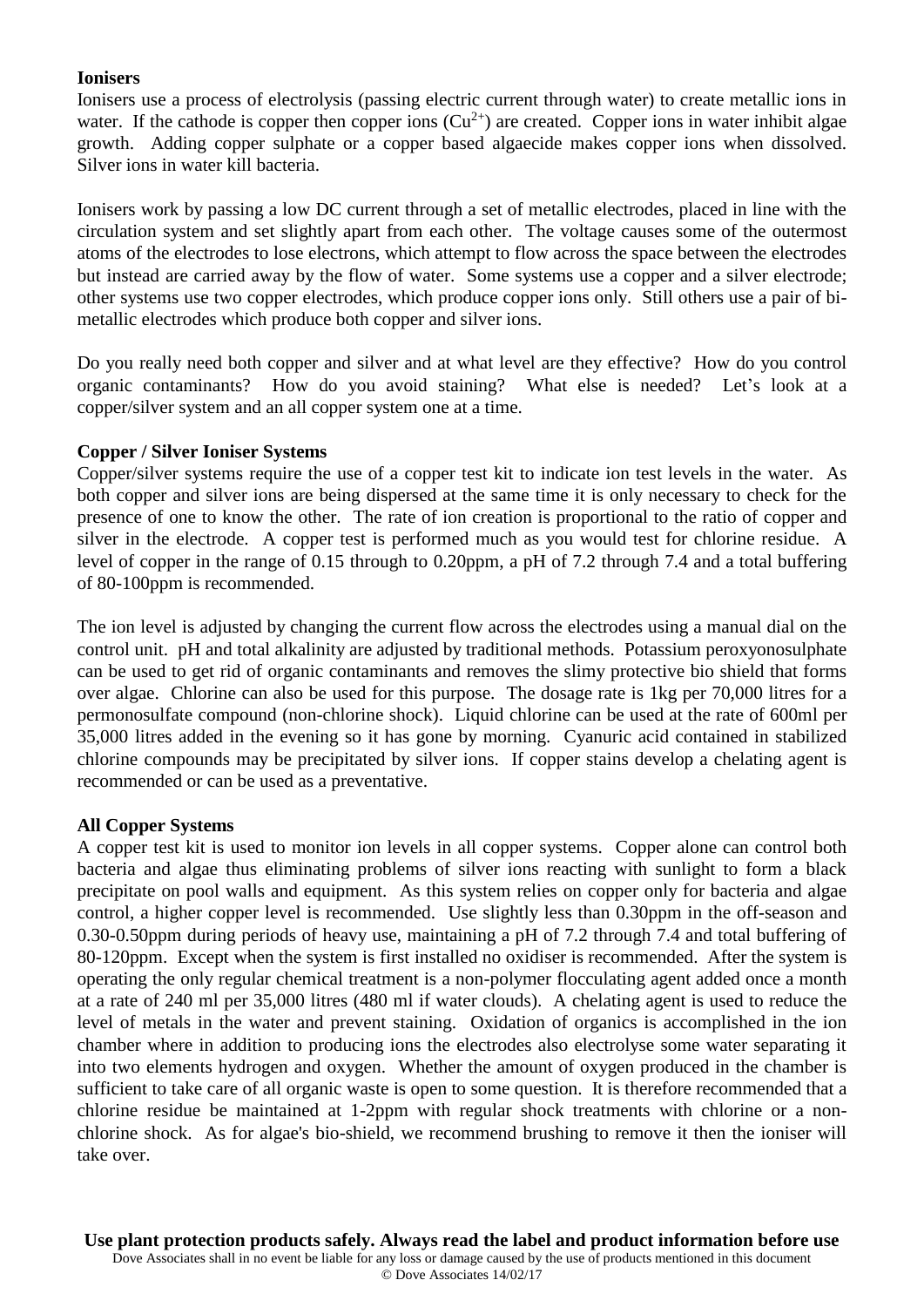**Ionisers**

Ionisers use a process of electrolysis (passing electric current through water) to create metallic ions in water. If the cathode is copper then copper ions ($Cu^{2+}$) are created. Copper ions in water inhibit algae growth. Adding copper sulphate or a copper based algaecide makes copper ions when dissolved. Silver ions in water kill bacteria.

Ionisers work by passing a low DC current through a set of metallic electrodes, placed in line with the circulation system and set slightly apart from each other. The voltage causes some of the outermost atoms of the electrodes to lose electrons, which attempt to flow across the space between the electrodes but instead are carried away by the flow of water. Some systems use a copper and a silver electrode; other systems use two copper electrodes, which produce copper ions only. Still others use a pair of bi-metallic electrodes which produce both copper and silver ions.

Do you really need both copper and silver and at what level are they effective? How do you control organic contaminants? How do you avoid staining? What else is needed? Let's look at a copper/silver system and an all copper system one at a time.

**Copper / Silver Ioniser Systems**

Copper/silver systems require the use of a copper test kit to indicate ion test levels in the water. As both copper and silver ions are being dispersed at the same time it is only necessary to check for the presence of one to know the other. The rate of ion creation is proportional to the ratio of copper and silver in the electrode. A copper test is performed much as you would test for chlorine residue. A level of copper in the range of 0.15 through to 0.20ppm, a pH of 7.2 through 7.4 and a total buffering of 80-100ppm is recommended.

The ion level is adjusted by changing the current flow across the electrodes using a manual dial on the control unit. pH and total alkalinity are adjusted by traditional methods. Potassium peroxyonosulphate can be used to get rid of organic contaminants and removes the slimy protective bio shield that forms over algae. Chlorine can also be used for this purpose. The dosage rate is 1kg per 70,000 litres for a permonosulfate compound (non-chlorine shock). Liquid chlorine can be used at the rate of 600ml per 35,000 litres added in the evening so it has gone by morning. Cyanuric acid contained in stabilized chlorine compounds may be precipitated by silver ions. If copper stains develop a chelating agent is recommended or can be used as a preventative.

**All Copper Systems**

A copper test kit is used to monitor ion levels in all copper systems. Copper alone can control both bacteria and algae thus eliminating problems of silver ions reacting with sunlight to form a black precipitate on pool walls and equipment. As this system relies on copper only for bacteria and algae control, a higher copper level is recommended. Use slightly less than 0.30ppm in the off-season and 0.30-0.50ppm during periods of heavy use, maintaining a pH of 7.2 through 7.4 and total buffering of 80-120ppm. Except when the system is first installed no oxidiser is recommended. After the system is operating the only regular chemical treatment is a non-polymer flocculating agent added once a month at a rate of 240 ml per 35,000 litres (480 ml if water clouds). A chelating agent is used to reduce the level of metals in the water and prevent staining. Oxidation of organics is accomplished in the ion chamber where in addition to producing ions the electrodes also electrolyse some water separating it into two elements hydrogen and oxygen. Whether the amount of oxygen produced in the chamber is sufficient to take care of all organic waste is open to some question. It is therefore recommended that a chlorine residue be maintained at 1-2ppm with regular shock treatments with chlorine or a non-chlorine shock. As for algae's bio-shield, we recommend brushing to remove it then the ioniser will take over.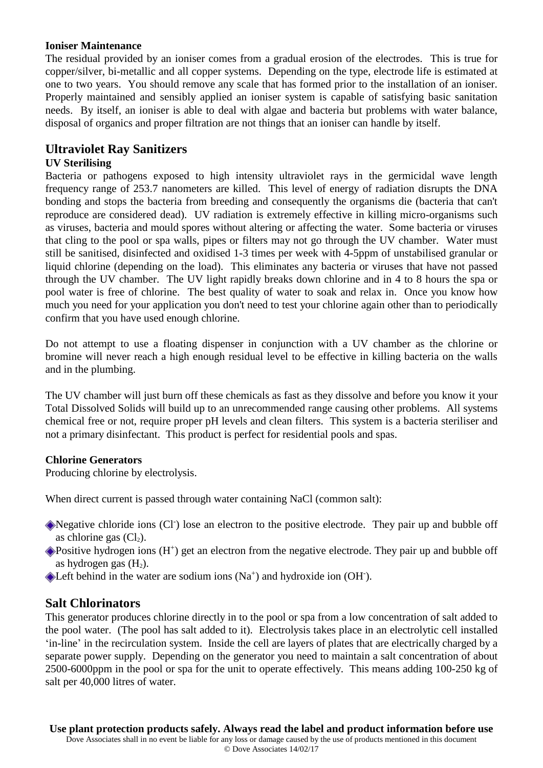**Ioniser Maintenance**

The residual provided by an ioniser comes from a gradual erosion of the electrodes. This is true for copper/silver, bi-metallic and all copper systems. Depending on the type, electrode life is estimated at one to two years. You should remove any scale that has formed prior to the installation of an ioniser. Properly maintained and sensibly applied an ioniser system is capable of satisfying basic sanitation needs. By itself, an ioniser is able to deal with algae and bacteria but problems with water balance, disposal of organics and proper filtration are not things that an ioniser can handle by itself.

## Ultraviolet Ray Sanitizers

**UV Sterilising**

Bacteria or pathogens exposed to high intensity ultraviolet rays in the germicidal wave length frequency range of 253.7 nanometers are killed. This level of energy of radiation disrupts the DNA bonding and stops the bacteria from breeding and consequently the organisms die (bacteria that can't reproduce are considered dead). UV radiation is extremely effective in killing micro-organisms such as viruses, bacteria and mould spores without altering or affecting the water. Some bacteria or viruses that cling to the pool or spa walls, pipes or filters may not go through the UV chamber. Water must still be sanitised, disinfected and oxidised 1-3 times per week with 4-5ppm of unstabilised granular or liquid chlorine (depending on the load). This eliminates any bacteria or viruses that have not passed through the UV chamber. The UV light rapidly breaks down chlorine and in 4 to 8 hours the spa or pool water is free of chlorine. The best quality of water to soak and relax in. Once you know how much you need for your application you don't need to test your chlorine again other than to periodically confirm that you have used enough chlorine.

Do not attempt to use a floating dispenser in conjunction with a UV chamber as the chlorine or bromine will never reach a high enough residual level to be effective in killing bacteria on the walls and in the plumbing.

The UV chamber will just burn off these chemicals as fast as they dissolve and before you know it your Total Dissolved Solids will build up to an unrecommended range causing other problems. All systems chemical free or not, require proper pH levels and clean filters. This system is a bacteria steriliser and not a primary disinfectant. This product is perfect for residential pools and spas.

**Chlorine Generators**

Producing chlorine by electrolysis.

When direct current is passed through water containing NaCl (common salt):

- Negative chloride ions ($Cl^-$) lose an electron to the positive electrode. They pair up and bubble off as chlorine gas ($Cl_2$).
- Positive hydrogen ions ($H^+$) get an electron from the negative electrode. They pair up and bubble off as hydrogen gas ($H_2$).
- Left behind in the water are sodium ions ($Na^+$) and hydroxide ion ($OH^-$).

## Salt Chlorinators

This generator produces chlorine directly in to the pool or spa from a low concentration of salt added to the pool water. (The pool has salt added to it). Electrolysis takes place in an electrolytic cell installed 'in-line' in the recirculation system. Inside the cell are layers of plates that are electrically charged by a separate power supply. Depending on the generator you need to maintain a salt concentration of about 2500-6000ppm in the pool or spa for the unit to operate effectively. This means adding 100-250 kg of salt per 40,000 litres of water.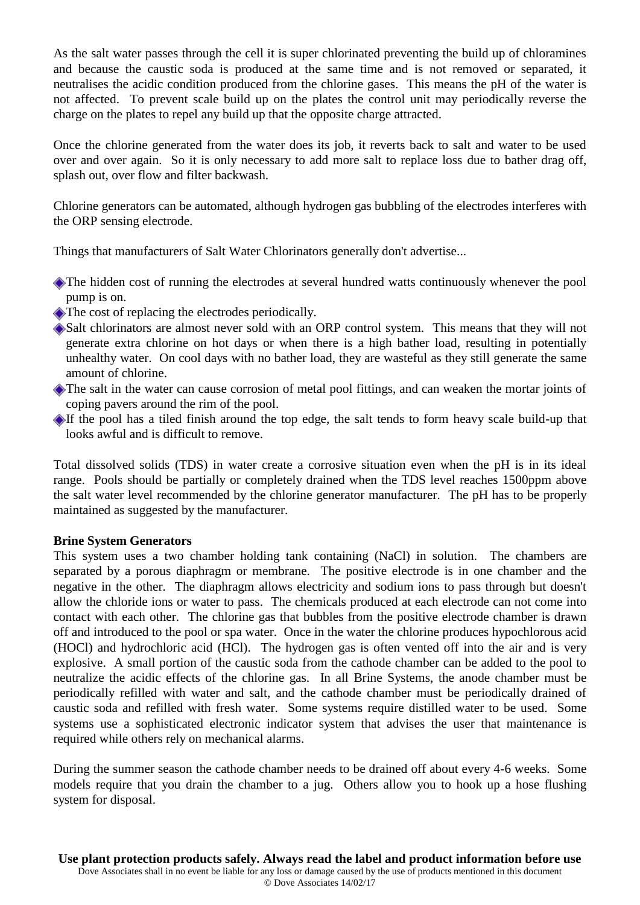As the salt water passes through the cell it is super chlorinated preventing the build up of chloramines and because the caustic soda is produced at the same time and is not removed or separated, it neutralises the acidic condition produced from the chlorine gases. This means the pH of the water is not affected. To prevent scale build up on the plates the control unit may periodically reverse the charge on the plates to repel any build up that the opposite charge attracted.

Once the chlorine generated from the water does its job, it reverts back to salt and water to be used over and over again. So it is only necessary to add more salt to replace loss due to bather drag off, splash out, over flow and filter backwash.

Chlorine generators can be automated, although hydrogen gas bubbling of the electrodes interferes with the ORP sensing electrode.

Things that manufacturers of Salt Water Chlorinators generally don't advertise...

- The hidden cost of running the electrodes at several hundred watts continuously whenever the pool pump is on.
- The cost of replacing the electrodes periodically.
- Salt chlorinators are almost never sold with an ORP control system. This means that they will not generate extra chlorine on hot days or when there is a high bather load, resulting in potentially unhealthy water. On cool days with no bather load, they are wasteful as they still generate the same amount of chlorine.
- The salt in the water can cause corrosion of metal pool fittings, and can weaken the mortar joints of coping pavers around the rim of the pool.
- If the pool has a tiled finish around the top edge, the salt tends to form heavy scale build-up that looks awful and is difficult to remove.

Total dissolved solids (TDS) in water create a corrosive situation even when the pH is in its ideal range. Pools should be partially or completely drained when the TDS level reaches 1500ppm above the salt water level recommended by the chlorine generator manufacturer. The pH has to be properly maintained as suggested by the manufacturer.

**Brine System Generators**

This system uses a two chamber holding tank containing (NaCl) in solution. The chambers are separated by a porous diaphragm or membrane. The positive electrode is in one chamber and the negative in the other. The diaphragm allows electricity and sodium ions to pass through but doesn't allow the chloride ions or water to pass. The chemicals produced at each electrode can not come into contact with each other. The chlorine gas that bubbles from the positive electrode chamber is drawn off and introduced to the pool or spa water. Once in the water the chlorine produces hypochlorous acid (HOCl) and hydrochloric acid (HCl). The hydrogen gas is often vented off into the air and is very explosive. A small portion of the caustic soda from the cathode chamber can be added to the pool to neutralize the acidic effects of the chlorine gas. In all Brine Systems, the anode chamber must be periodically refilled with water and salt, and the cathode chamber must be periodically drained of caustic soda and refilled with fresh water. Some systems require distilled water to be used. Some systems use a sophisticated electronic indicator system that advises the user that maintenance is required while others rely on mechanical alarms.

During the summer season the cathode chamber needs to be drained off about every 4-6 weeks. Some models require that you drain the chamber to a jug. Others allow you to hook up a hose flushing system for disposal.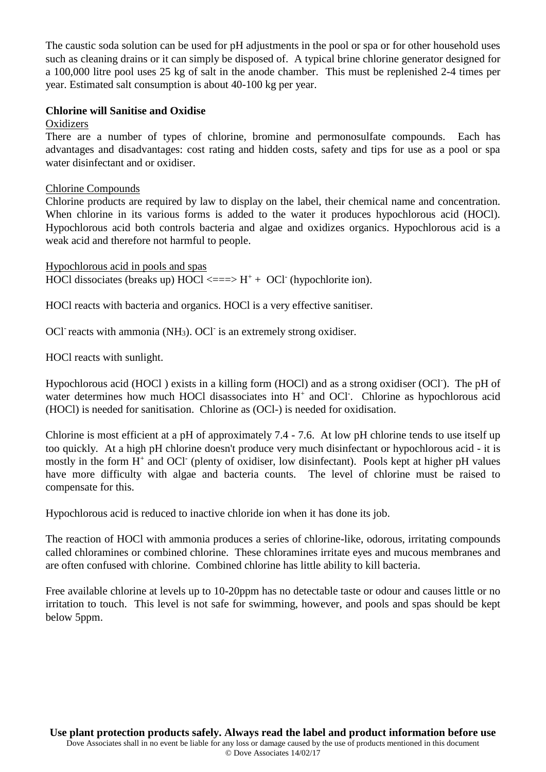The caustic soda solution can be used for pH adjustments in the pool or spa or for other household uses such as cleaning drains or it can simply be disposed of. A typical brine chlorine generator designed for a 100,000 litre pool uses 25 kg of salt in the anode chamber. This must be replenished 2-4 times per year. Estimated salt consumption is about 40-100 kg per year.

**Chlorine will Sanitise and Oxidise**

Oxidizers

There are a number of types of chlorine, bromine and permonosulfate compounds. Each has advantages and disadvantages: cost rating and hidden costs, safety and tips for use as a pool or spa water disinfectant and or oxidiser.

Chlorine Compounds

Chlorine products are required by law to display on the label, their chemical name and concentration. When chlorine in its various forms is added to the water it produces hypochlorous acid (HOCl). Hypochlorous acid both controls bacteria and algae and oxidizes organics. Hypochlorous acid is a weak acid and therefore not harmful to people.

Hypochlorous acid in pools and spas

HOCl dissociates (breaks up) HOCl <===> $H^+$ + $OCl^-$ (hypochlorite ion).

HOCl reacts with bacteria and organics. HOCl is a very effective sanitiser.

$OCl^-$ reacts with ammonia ($NH_3$). $OCl^-$ is an extremely strong oxidiser.

HOCl reacts with sunlight.

Hypochlorous acid (HOCl ) exists in a killing form (HOCl) and as a strong oxidiser ($OCl^-$). The pH of water determines how much HOCl disassociates into $H^+$ and $OCl^-$. Chlorine as hypochlorous acid (HOCl) is needed for sanitisation. Chlorine as (OCl-) is needed for oxidisation.

Chlorine is most efficient at a pH of approximately 7.4 - 7.6. At low pH chlorine tends to use itself up too quickly. At a high pH chlorine doesn't produce very much disinfectant or hypochlorous acid - it is mostly in the form $H^+$ and $OCl^-$ (plenty of oxidiser, low disinfectant). Pools kept at higher pH values have more difficulty with algae and bacteria counts. The level of chlorine must be raised to compensate for this.

Hypochlorous acid is reduced to inactive chloride ion when it has done its job.

The reaction of HOCl with ammonia produces a series of chlorine-like, odorous, irritating compounds called chloramines or combined chlorine. These chloramines irritate eyes and mucous membranes and are often confused with chlorine. Combined chlorine has little ability to kill bacteria.

Free available chlorine at levels up to 10-20ppm has no detectable taste or odour and causes little or no irritation to touch. This level is not safe for swimming, however, and pools and spas should be kept below 5ppm.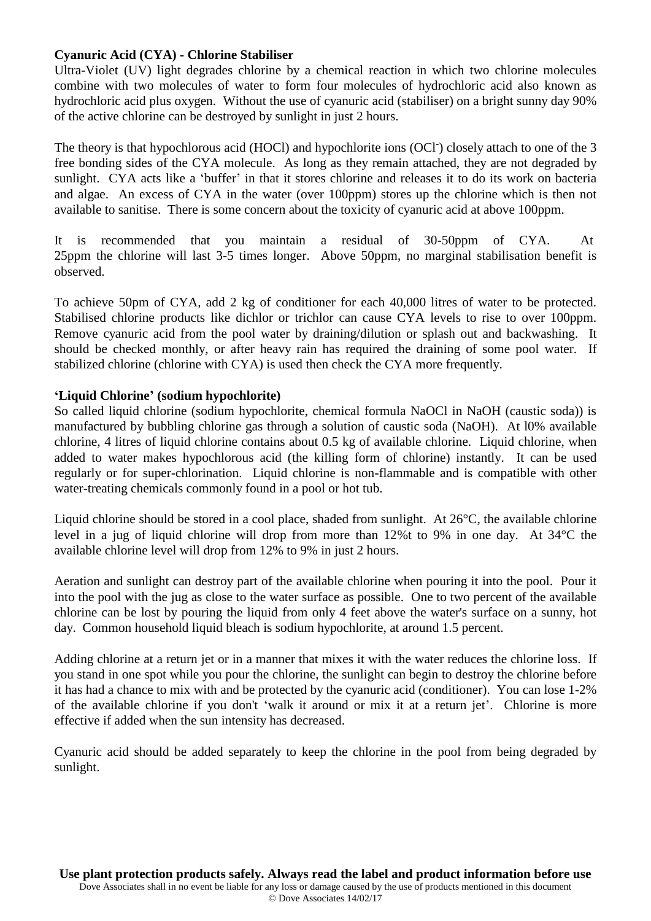**Cyanuric Acid (CYA) - Chlorine Stabiliser**

Ultra-Violet (UV) light degrades chlorine by a chemical reaction in which two chlorine molecules combine with two molecules of water to form four molecules of hydrochloric acid also known as hydrochloric acid plus oxygen. Without the use of cyanuric acid (stabiliser) on a bright sunny day 90% of the active chlorine can be destroyed by sunlight in just 2 hours.

The theory is that hypochlorous acid (HOCl) and hypochlorite ions ($OCl^-$) closely attach to one of the 3 free bonding sides of the CYA molecule. As long as they remain attached, they are not degraded by sunlight. CYA acts like a 'buffer' in that it stores chlorine and releases it to do its work on bacteria and algae. An excess of CYA in the water (over 100ppm) stores up the chlorine which is then not available to sanitise. There is some concern about the toxicity of cyanuric acid at above 100ppm.

It is recommended that you maintain a residual of 30-50ppm of CYA. At 25ppm the chlorine will last 3-5 times longer. Above 50ppm, no marginal stabilisation benefit is observed.

To achieve 50pm of CYA, add 2 kg of conditioner for each 40,000 litres of water to be protected. Stabilised chlorine products like dichlor or trichlor can cause CYA levels to rise to over 100ppm. Remove cyanuric acid from the pool water by draining/dilution or splash out and backwashing. It should be checked monthly, or after heavy rain has required the draining of some pool water. If stabilized chlorine (chlorine with CYA) is used then check the CYA more frequently.

**'Liquid Chlorine' (sodium hypochlorite)**

So called liquid chlorine (sodium hypochlorite, chemical formula NaOCl in NaOH (caustic soda)) is manufactured by bubbling chlorine gas through a solution of caustic soda (NaOH). At l0% available chlorine, 4 litres of liquid chlorine contains about 0.5 kg of available chlorine. Liquid chlorine, when added to water makes hypochlorous acid (the killing form of chlorine) instantly. It can be used regularly or for super-chlorination. Liquid chlorine is non-flammable and is compatible with other water-treating chemicals commonly found in a pool or hot tub.

Liquid chlorine should be stored in a cool place, shaded from sunlight. At 26°C, the available chlorine level in a jug of liquid chlorine will drop from more than 12%t to 9% in one day. At 34°C the available chlorine level will drop from 12% to 9% in just 2 hours.

Aeration and sunlight can destroy part of the available chlorine when pouring it into the pool. Pour it into the pool with the jug as close to the water surface as possible. One to two percent of the available chlorine can be lost by pouring the liquid from only 4 feet above the water's surface on a sunny, hot day. Common household liquid bleach is sodium hypochlorite, at around 1.5 percent.

Adding chlorine at a return jet or in a manner that mixes it with the water reduces the chlorine loss. If you stand in one spot while you pour the chlorine, the sunlight can begin to destroy the chlorine before it has had a chance to mix with and be protected by the cyanuric acid (conditioner). You can lose 1-2% of the available chlorine if you don't 'walk it around or mix it at a return jet'. Chlorine is more effective if added when the sun intensity has decreased.

Cyanuric acid should be added separately to keep the chlorine in the pool from being degraded by sunlight.

**Use plant protection products safely. Always read the label and product information before use**

Dove Associates shall in no event be liable for any loss or damage caused by the use of products mentioned in this document

© Dove Associates 14/02/17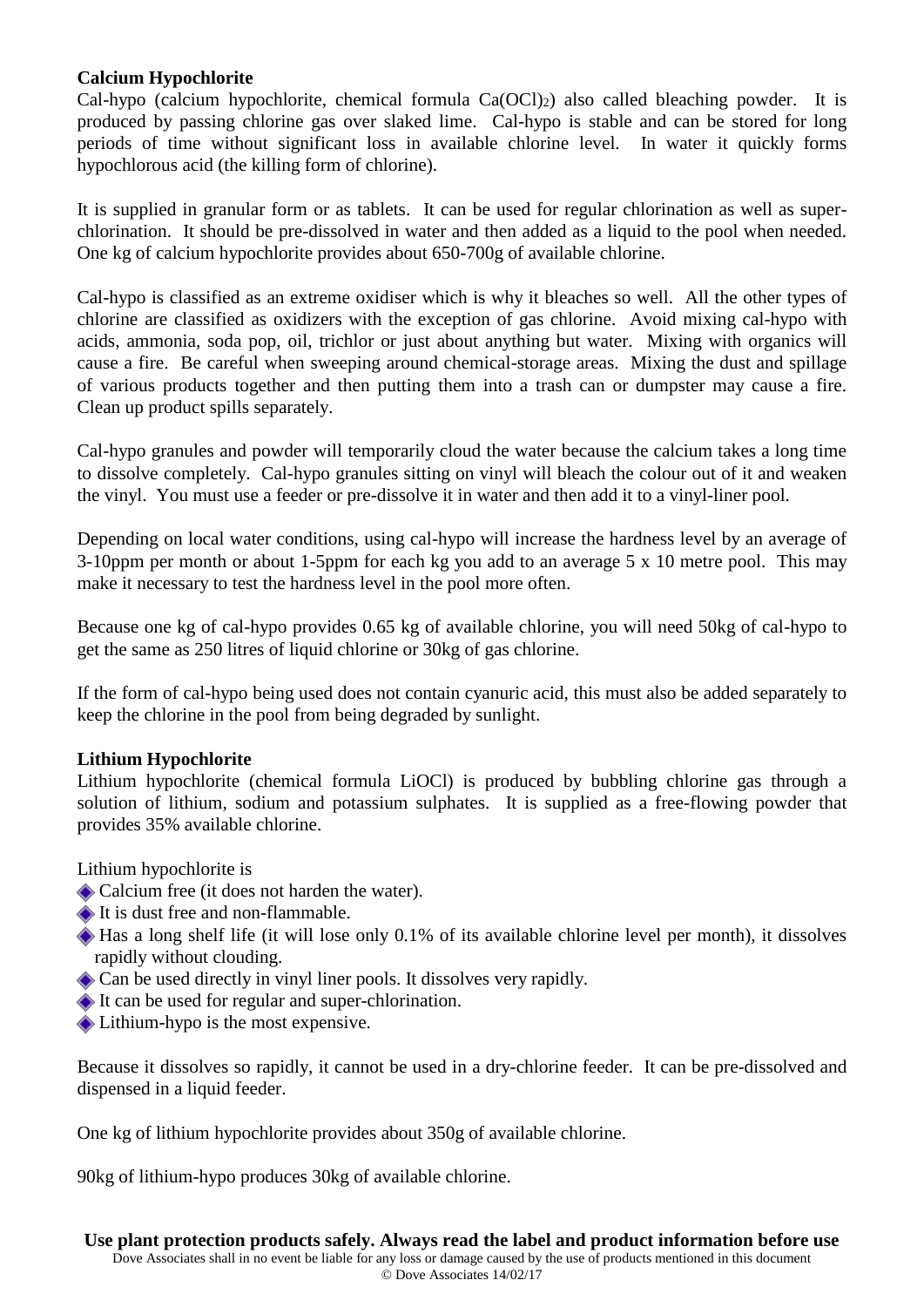**Calcium Hypochlorite**

Cal-hypo (calcium hypochlorite, chemical formula $Ca(OCl)_2$) also called bleaching powder. It is produced by passing chlorine gas over slaked lime. Cal-hypo is stable and can be stored for long periods of time without significant loss in available chlorine level. In water it quickly forms hypochlorous acid (the killing form of chlorine).

It is supplied in granular form or as tablets. It can be used for regular chlorination as well as super-chlorination. It should be pre-dissolved in water and then added as a liquid to the pool when needed. One kg of calcium hypochlorite provides about 650-700g of available chlorine.

Cal-hypo is classified as an extreme oxidiser which is why it bleaches so well. All the other types of chlorine are classified as oxidizers with the exception of gas chlorine. Avoid mixing cal-hypo with acids, ammonia, soda pop, oil, trichlor or just about anything but water. Mixing with organics will cause a fire. Be careful when sweeping around chemical-storage areas. Mixing the dust and spillage of various products together and then putting them into a trash can or dumpster may cause a fire. Clean up product spills separately.

Cal-hypo granules and powder will temporarily cloud the water because the calcium takes a long time to dissolve completely. Cal-hypo granules sitting on vinyl will bleach the colour out of it and weaken the vinyl. You must use a feeder or pre-dissolve it in water and then add it to a vinyl-liner pool.

Depending on local water conditions, using cal-hypo will increase the hardness level by an average of 3-10ppm per month or about 1-5ppm for each kg you add to an average 5 x 10 metre pool. This may make it necessary to test the hardness level in the pool more often.

Because one kg of cal-hypo provides 0.65 kg of available chlorine, you will need 50kg of cal-hypo to get the same as 250 litres of liquid chlorine or 30kg of gas chlorine.

If the form of cal-hypo being used does not contain cyanuric acid, this must also be added separately to keep the chlorine in the pool from being degraded by sunlight.

**Lithium Hypochlorite**

Lithium hypochlorite (chemical formula LiOCl) is produced by bubbling chlorine gas through a solution of lithium, sodium and potassium sulphates. It is supplied as a free-flowing powder that provides 35% available chlorine.

Lithium hypochlorite is

- Calcium free (it does not harden the water).
- It is dust free and non-flammable.
- Has a long shelf life (it will lose only 0.1% of its available chlorine level per month), it dissolves rapidly without clouding.
- Can be used directly in vinyl liner pools. It dissolves very rapidly.
- It can be used for regular and super-chlorination.
- Lithium-hypo is the most expensive.

Because it dissolves so rapidly, it cannot be used in a dry-chlorine feeder. It can be pre-dissolved and dispensed in a liquid feeder.

One kg of lithium hypochlorite provides about 350g of available chlorine.

90kg of lithium-hypo produces 30kg of available chlorine.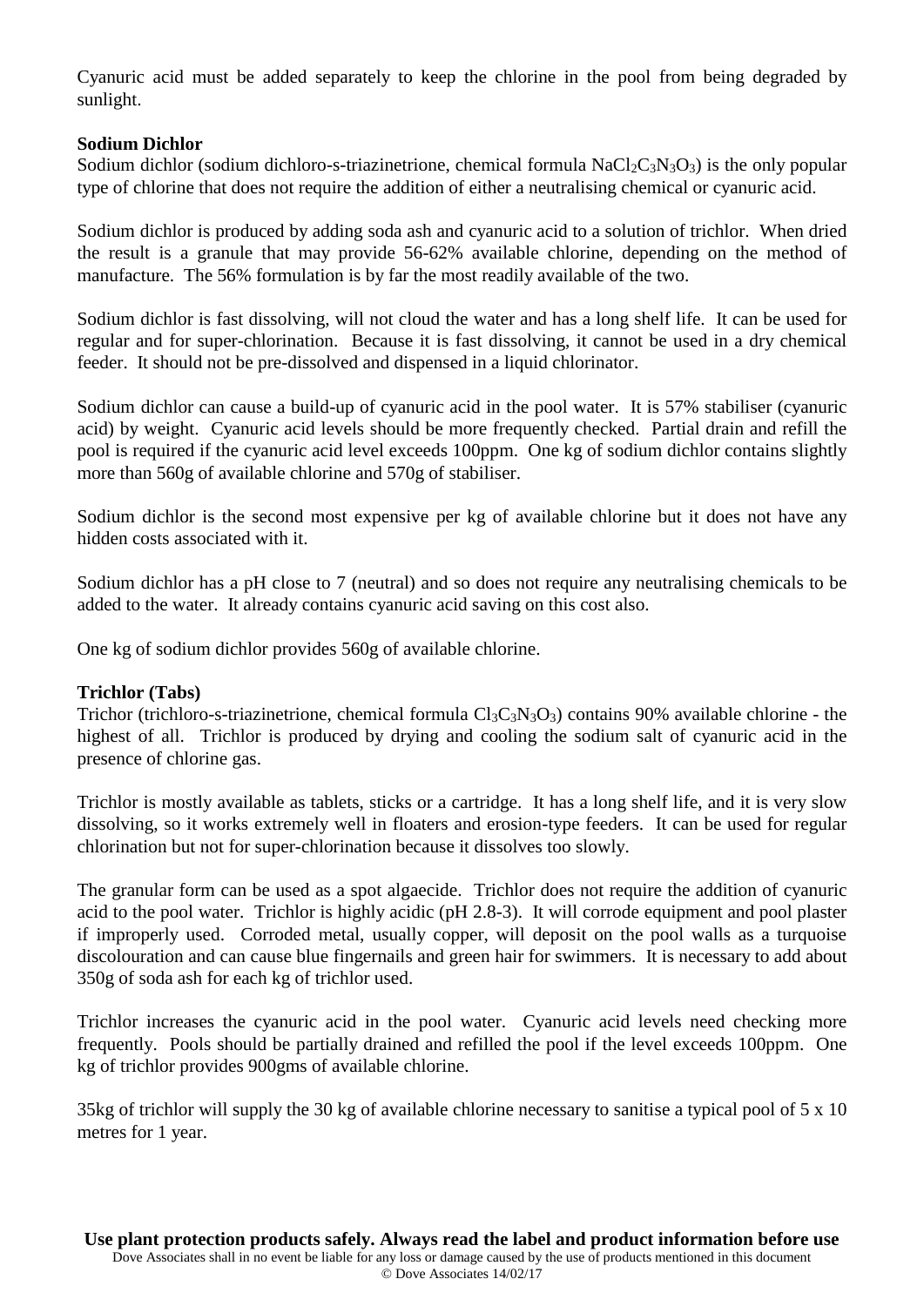Cyanuric acid must be added separately to keep the chlorine in the pool from being degraded by sunlight.

**Sodium Dichlor**

Sodium dichlor (sodium dichloro-s-triazinetrione, chemical formula $NaCl_2C_3N_3O_3$) is the only popular type of chlorine that does not require the addition of either a neutralising chemical or cyanuric acid.

Sodium dichlor is produced by adding soda ash and cyanuric acid to a solution of trichlor. When dried the result is a granule that may provide 56-62% available chlorine, depending on the method of manufacture. The 56% formulation is by far the most readily available of the two.

Sodium dichlor is fast dissolving, will not cloud the water and has a long shelf life. It can be used for regular and for super-chlorination. Because it is fast dissolving, it cannot be used in a dry chemical feeder. It should not be pre-dissolved and dispensed in a liquid chlorinator.

Sodium dichlor can cause a build-up of cyanuric acid in the pool water. It is 57% stabiliser (cyanuric acid) by weight. Cyanuric acid levels should be more frequently checked. Partial drain and refill the pool is required if the cyanuric acid level exceeds 100ppm. One kg of sodium dichlor contains slightly more than 560g of available chlorine and 570g of stabiliser.

Sodium dichlor is the second most expensive per kg of available chlorine but it does not have any hidden costs associated with it.

Sodium dichlor has a pH close to 7 (neutral) and so does not require any neutralising chemicals to be added to the water. It already contains cyanuric acid saving on this cost also.

One kg of sodium dichlor provides 560g of available chlorine.

**Trichlor (Tabs)**

Trichor (trichloro-s-triazinetrione, chemical formula $Cl_3C_3N_3O_3$) contains 90% available chlorine - the highest of all. Trichlor is produced by drying and cooling the sodium salt of cyanuric acid in the presence of chlorine gas.

Trichlor is mostly available as tablets, sticks or a cartridge. It has a long shelf life, and it is very slow dissolving, so it works extremely well in floaters and erosion-type feeders. It can be used for regular chlorination but not for super-chlorination because it dissolves too slowly.

The granular form can be used as a spot algaecide. Trichlor does not require the addition of cyanuric acid to the pool water. Trichlor is highly acidic (pH 2.8-3). It will corrode equipment and pool plaster if improperly used. Corroded metal, usually copper, will deposit on the pool walls as a turquoise discolouration and can cause blue fingernails and green hair for swimmers. It is necessary to add about 350g of soda ash for each kg of trichlor used.

Trichlor increases the cyanuric acid in the pool water. Cyanuric acid levels need checking more frequently. Pools should be partially drained and refilled the pool if the level exceeds 100ppm. One kg of trichlor provides 900gms of available chlorine.

35kg of trichlor will supply the 30 kg of available chlorine necessary to sanitise a typical pool of 5 x 10 metres for 1 year.

**Use plant protection products safely. Always read the label and product information before use**

Dove Associates shall in no event be liable for any loss or damage caused by the use of products mentioned in this document

© Dove Associates 14/02/17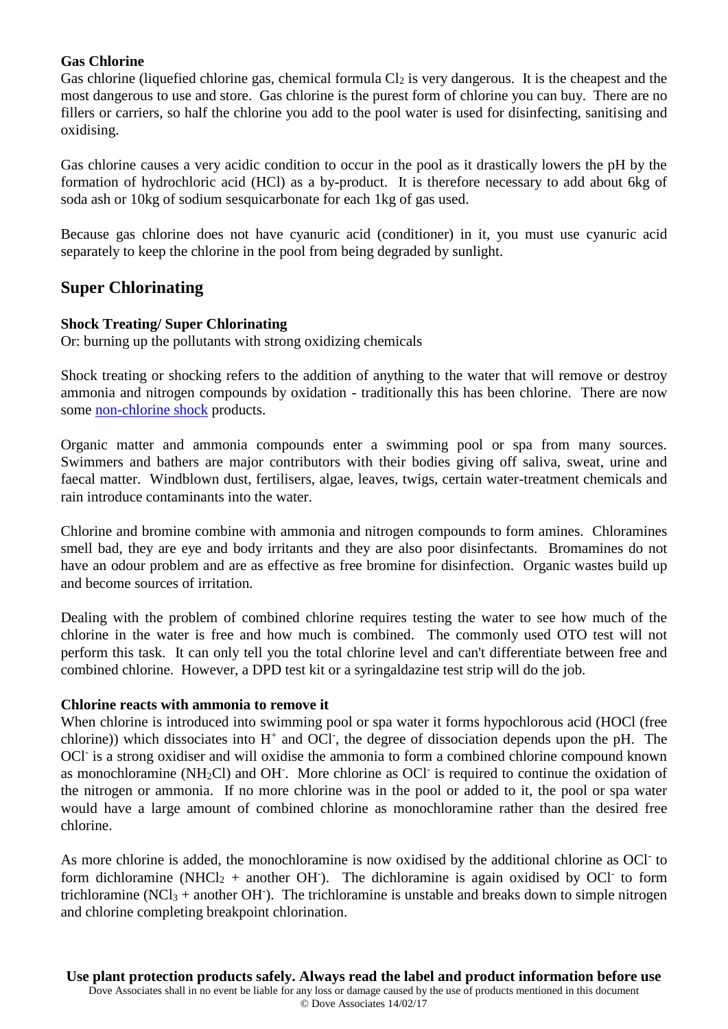**Gas Chlorine**

Gas chlorine (liquefied chlorine gas, chemical formula $Cl_2$ is very dangerous. It is the cheapest and the most dangerous to use and store. Gas chlorine is the purest form of chlorine you can buy. There are no fillers or carriers, so half the chlorine you add to the pool water is used for disinfecting, sanitising and oxidising.

Gas chlorine causes a very acidic condition to occur in the pool as it drastically lowers the pH by the formation of hydrochloric acid (HCl) as a by-product. It is therefore necessary to add about 6kg of soda ash or 10kg of sodium sesquicarbonate for each 1kg of gas used.

Because gas chlorine does not have cyanuric acid (conditioner) in it, you must use cyanuric acid separately to keep the chlorine in the pool from being degraded by sunlight.

## Super Chlorinating

**Shock Treating/ Super Chlorinating**

Or: burning up the pollutants with strong oxidizing chemicals

Shock treating or shocking refers to the addition of anything to the water that will remove or destroy ammonia and nitrogen compounds by oxidation - traditionally this has been chlorine. There are now some non-chlorine shock products.

Organic matter and ammonia compounds enter a swimming pool or spa from many sources. Swimmers and bathers are major contributors with their bodies giving off saliva, sweat, urine and faecal matter. Windblown dust, fertilisers, algae, leaves, twigs, certain water-treatment chemicals and rain introduce contaminants into the water.

Chlorine and bromine combine with ammonia and nitrogen compounds to form amines. Chloramines smell bad, they are eye and body irritants and they are also poor disinfectants. Bromamines do not have an odour problem and are as effective as free bromine for disinfection. Organic wastes build up and become sources of irritation.

Dealing with the problem of combined chlorine requires testing the water to see how much of the chlorine in the water is free and how much is combined. The commonly used OTO test will not perform this task. It can only tell you the total chlorine level and can't differentiate between free and combined chlorine. However, a DPD test kit or a syringaldazine test strip will do the job.

**Chlorine reacts with ammonia to remove it**

When chlorine is introduced into swimming pool or spa water it forms hypochlorous acid (HOCl (free chlorine)) which dissociates into $H^+$ and $OCl^-$, the degree of dissociation depends upon the pH. The $OCl^-$ is a strong oxidiser and will oxidise the ammonia to form a combined chlorine compound known as monochloramine ($NH_2Cl$) and $OH^-$. More chlorine as $OCl^-$ is required to continue the oxidation of the nitrogen or ammonia. If no more chlorine was in the pool or added to it, the pool or spa water would have a large amount of combined chlorine as monochloramine rather than the desired free chlorine.

As more chlorine is added, the monochloramine is now oxidised by the additional chlorine as $OCl^-$ to form dichloramine ($NHCl_2$ + another $OH^-$). The dichloramine is again oxidised by $OCl^-$ to form trichloramine ($NCl_3$ + another $OH^-$). The trichloramine is unstable and breaks down to simple nitrogen and chlorine completing breakpoint chlorination.

**Use plant protection products safely. Always read the label and product information before use**

Dove Associates shall in no event be liable for any loss or damage caused by the use of products mentioned in this document

© Dove Associates 14/02/17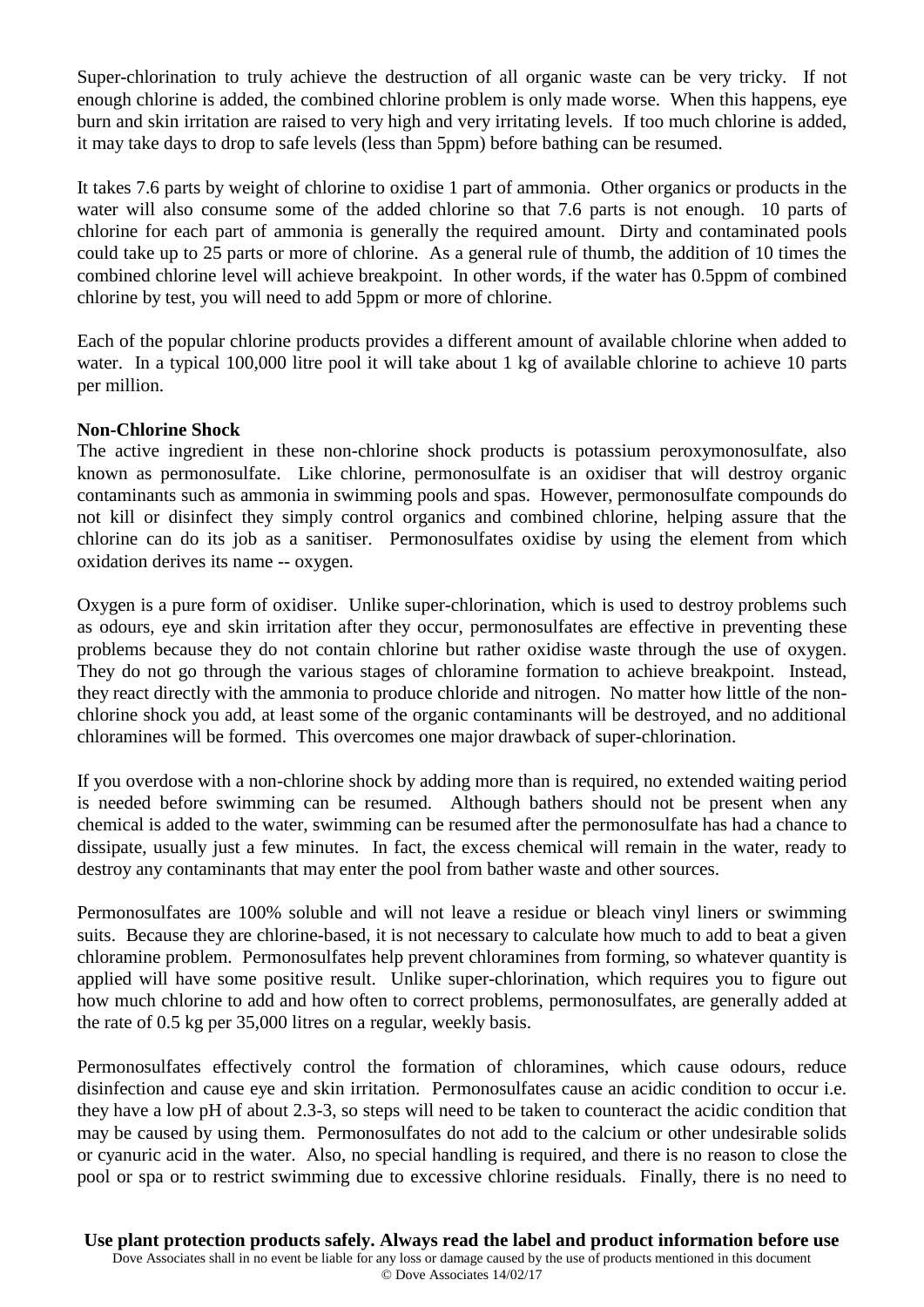Super-chlorination to truly achieve the destruction of all organic waste can be very tricky. If not enough chlorine is added, the combined chlorine problem is only made worse. When this happens, eye burn and skin irritation are raised to very high and very irritating levels. If too much chlorine is added, it may take days to drop to safe levels (less than 5ppm) before bathing can be resumed.

It takes 7.6 parts by weight of chlorine to oxidise 1 part of ammonia. Other organics or products in the water will also consume some of the added chlorine so that 7.6 parts is not enough. 10 parts of chlorine for each part of ammonia is generally the required amount. Dirty and contaminated pools could take up to 25 parts or more of chlorine. As a general rule of thumb, the addition of 10 times the combined chlorine level will achieve breakpoint. In other words, if the water has 0.5ppm of combined chlorine by test, you will need to add 5ppm or more of chlorine.

Each of the popular chlorine products provides a different amount of available chlorine when added to water. In a typical 100,000 litre pool it will take about 1 kg of available chlorine to achieve 10 parts per million.

**Non-Chlorine Shock**

The active ingredient in these non-chlorine shock products is potassium peroxymonosulfate, also known as permonosulfate. Like chlorine, permonosulfate is an oxidiser that will destroy organic contaminants such as ammonia in swimming pools and spas. However, permonosulfate compounds do not kill or disinfect they simply control organics and combined chlorine, helping assure that the chlorine can do its job as a sanitiser. Permonosulfates oxidise by using the element from which oxidation derives its name -- oxygen.

Oxygen is a pure form of oxidiser. Unlike super-chlorination, which is used to destroy problems such as odours, eye and skin irritation after they occur, permonosulfates are effective in preventing these problems because they do not contain chlorine but rather oxidise waste through the use of oxygen. They do not go through the various stages of chloramine formation to achieve breakpoint. Instead, they react directly with the ammonia to produce chloride and nitrogen. No matter how little of the non-chlorine shock you add, at least some of the organic contaminants will be destroyed, and no additional chloramines will be formed. This overcomes one major drawback of super-chlorination.

If you overdose with a non-chlorine shock by adding more than is required, no extended waiting period is needed before swimming can be resumed. Although bathers should not be present when any chemical is added to the water, swimming can be resumed after the permonosulfate has had a chance to dissipate, usually just a few minutes. In fact, the excess chemical will remain in the water, ready to destroy any contaminants that may enter the pool from bather waste and other sources.

Permonosulfates are 100% soluble and will not leave a residue or bleach vinyl liners or swimming suits. Because they are chlorine-based, it is not necessary to calculate how much to add to beat a given chloramine problem. Permonosulfates help prevent chloramines from forming, so whatever quantity is applied will have some positive result. Unlike super-chlorination, which requires you to figure out how much chlorine to add and how often to correct problems, permonosulfates, are generally added at the rate of 0.5 kg per 35,000 litres on a regular, weekly basis.

Permonosulfates effectively control the formation of chloramines, which cause odours, reduce disinfection and cause eye and skin irritation. Permonosulfates cause an acidic condition to occur i.e. they have a low pH of about 2.3-3, so steps will need to be taken to counteract the acidic condition that may be caused by using them. Permonosulfates do not add to the calcium or other undesirable solids or cyanuric acid in the water. Also, no special handling is required, and there is no reason to close the pool or spa or to restrict swimming due to excessive chlorine residuals. Finally, there is no need to

**Use plant protection products safely. Always read the label and product information before use**

Dove Associates shall in no event be liable for any loss or damage caused by the use of products mentioned in this document

© Dove Associates 14/02/17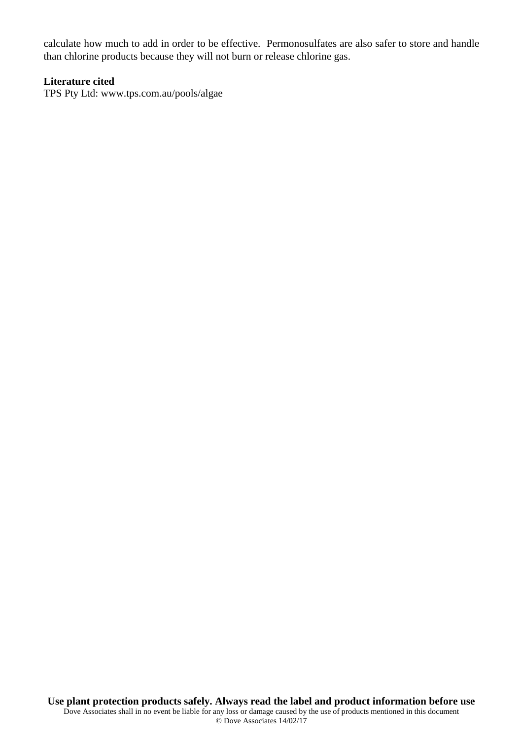calculate how much to add in order to be effective. Permonosulfates are also safer to store and handle than chlorine products because they will not burn or release chlorine gas.

**Literature cited**

TPS Pty Ltd: www.tps.com.au/pools/algae